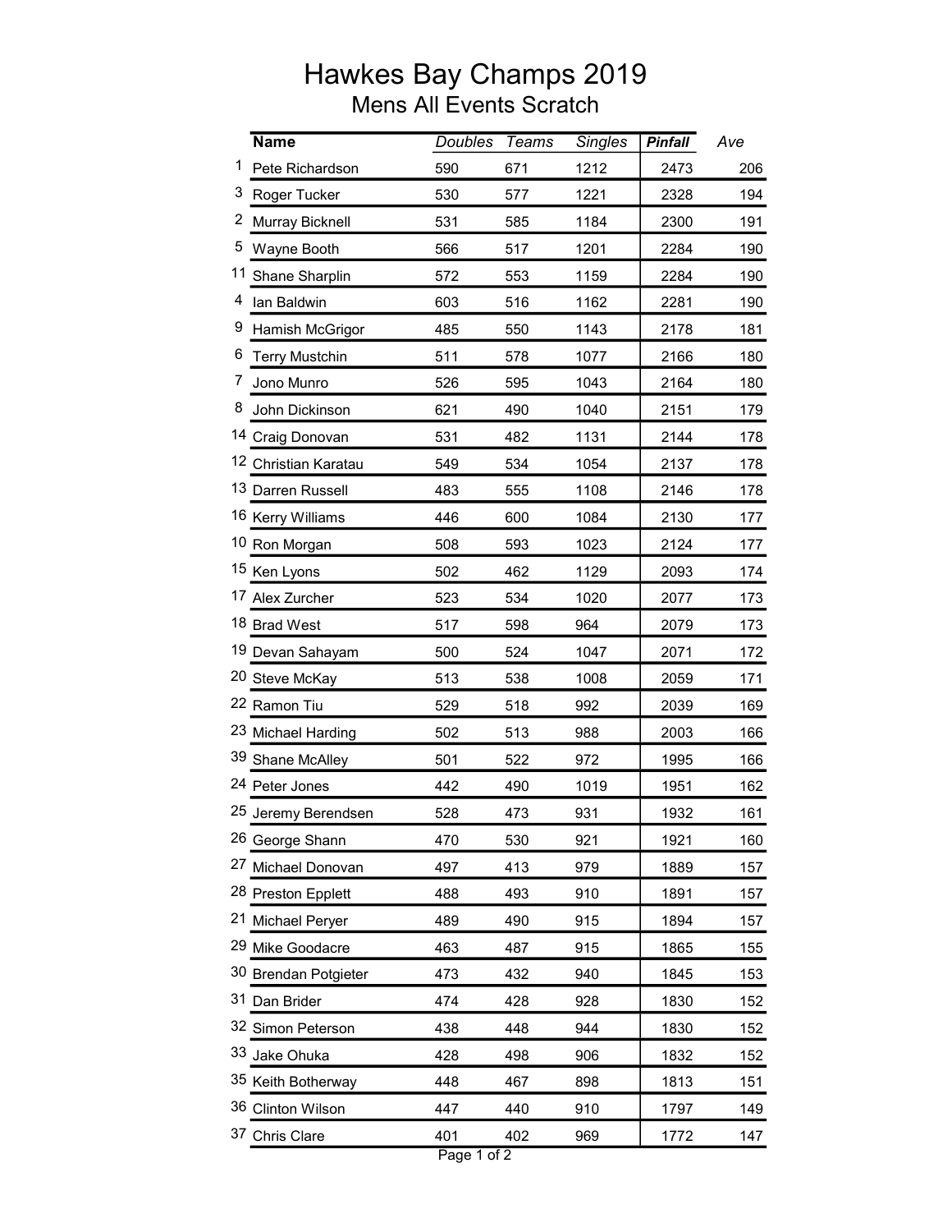# Hawkes Bay Champs 2019

## Mens All Events Scratch

| | Name | Doubles | Teams | Singles | Pinfall | Ave |
|---|---|---|---|---|---|---|
| 1 | Pete Richardson | 590 | 671 | 1212 | 2473 | 206 |
| 3 | Roger Tucker | 530 | 577 | 1221 | 2328 | 194 |
| 2 | Murray Bicknell | 531 | 585 | 1184 | 2300 | 191 |
| 5 | Wayne Booth | 566 | 517 | 1201 | 2284 | 190 |
| 11 | Shane Sharplin | 572 | 553 | 1159 | 2284 | 190 |
| 4 | Ian Baldwin | 603 | 516 | 1162 | 2281 | 190 |
| 9 | Hamish McGrigor | 485 | 550 | 1143 | 2178 | 181 |
| 6 | Terry Mustchin | 511 | 578 | 1077 | 2166 | 180 |
| 7 | Jono Munro | 526 | 595 | 1043 | 2164 | 180 |
| 8 | John Dickinson | 621 | 490 | 1040 | 2151 | 179 |
| 14 | Craig Donovan | 531 | 482 | 1131 | 2144 | 178 |
| 12 | Christian Karatau | 549 | 534 | 1054 | 2137 | 178 |
| 13 | Darren Russell | 483 | 555 | 1108 | 2146 | 178 |
| 16 | Kerry Williams | 446 | 600 | 1084 | 2130 | 177 |
| 10 | Ron Morgan | 508 | 593 | 1023 | 2124 | 177 |
| 15 | Ken Lyons | 502 | 462 | 1129 | 2093 | 174 |
| 17 | Alex Zurcher | 523 | 534 | 1020 | 2077 | 173 |
| 18 | Brad West | 517 | 598 | 964 | 2079 | 173 |
| 19 | Devan Sahayam | 500 | 524 | 1047 | 2071 | 172 |
| 20 | Steve McKay | 513 | 538 | 1008 | 2059 | 171 |
| 22 | Ramon Tiu | 529 | 518 | 992 | 2039 | 169 |
| 23 | Michael Harding | 502 | 513 | 988 | 2003 | 166 |
| 39 | Shane McAlley | 501 | 522 | 972 | 1995 | 166 |
| 24 | Peter Jones | 442 | 490 | 1019 | 1951 | 162 |
| 25 | Jeremy Berendsen | 528 | 473 | 931 | 1932 | 161 |
| 26 | George Shann | 470 | 530 | 921 | 1921 | 160 |
| 27 | Michael Donovan | 497 | 413 | 979 | 1889 | 157 |
| 28 | Preston Epplett | 488 | 493 | 910 | 1891 | 157 |
| 21 | Michael Peryer | 489 | 490 | 915 | 1894 | 157 |
| 29 | Mike Goodacre | 463 | 487 | 915 | 1865 | 155 |
| 30 | Brendan Potgieter | 473 | 432 | 940 | 1845 | 153 |
| 31 | Dan Brider | 474 | 428 | 928 | 1830 | 152 |
| 32 | Simon Peterson | 438 | 448 | 944 | 1830 | 152 |
| 33 | Jake Ohuka | 428 | 498 | 906 | 1832 | 152 |
| 35 | Keith Botherway | 448 | 467 | 898 | 1813 | 151 |
| 36 | Clinton Wilson | 447 | 440 | 910 | 1797 | 149 |
| 37 | Chris Clare | 401 | 402 | 969 | 1772 | 147 |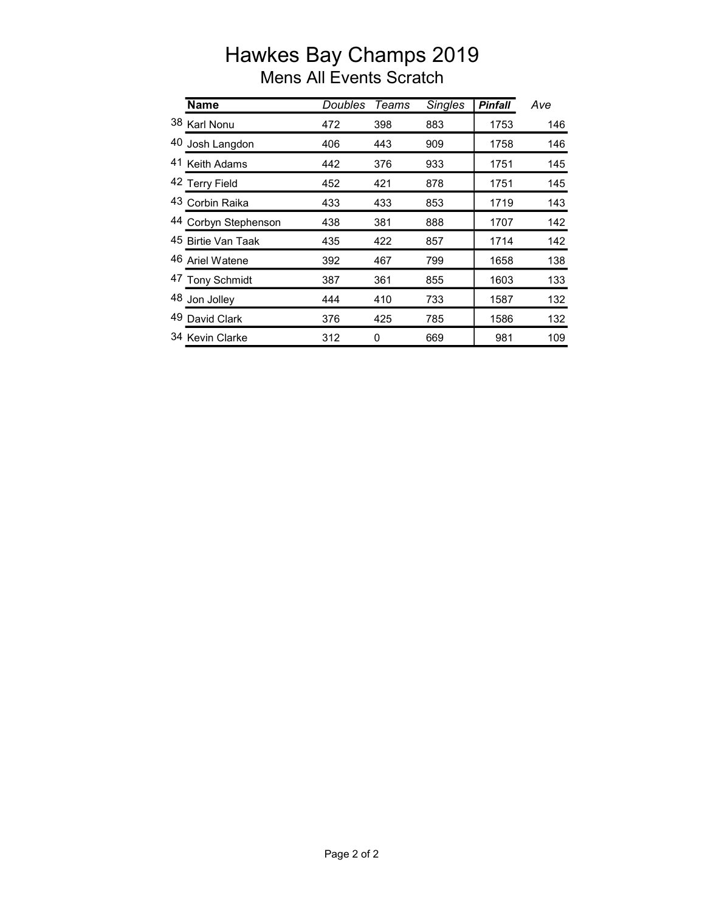# Hawkes Bay Champs 2019

## Mens All Events Scratch

| | Name | Doubles | Teams | Singles | Pinfall | Ave |
|---|---|---|---|---|---|---|
| 38 | Karl Nonu | 472 | 398 | 883 | 1753 | 146 |
| 40 | Josh Langdon | 406 | 443 | 909 | 1758 | 146 |
| 41 | Keith Adams | 442 | 376 | 933 | 1751 | 145 |
| 42 | Terry Field | 452 | 421 | 878 | 1751 | 145 |
| 43 | Corbin Raika | 433 | 433 | 853 | 1719 | 143 |
| 44 | Corbyn Stephenson | 438 | 381 | 888 | 1707 | 142 |
| 45 | Birtie Van Taak | 435 | 422 | 857 | 1714 | 142 |
| 46 | Ariel Watene | 392 | 467 | 799 | 1658 | 138 |
| 47 | Tony Schmidt | 387 | 361 | 855 | 1603 | 133 |
| 48 | Jon Jolley | 444 | 410 | 733 | 1587 | 132 |
| 49 | David Clark | 376 | 425 | 785 | 1586 | 132 |
| 34 | Kevin Clarke | 312 | 0 | 669 | 981 | 109 |